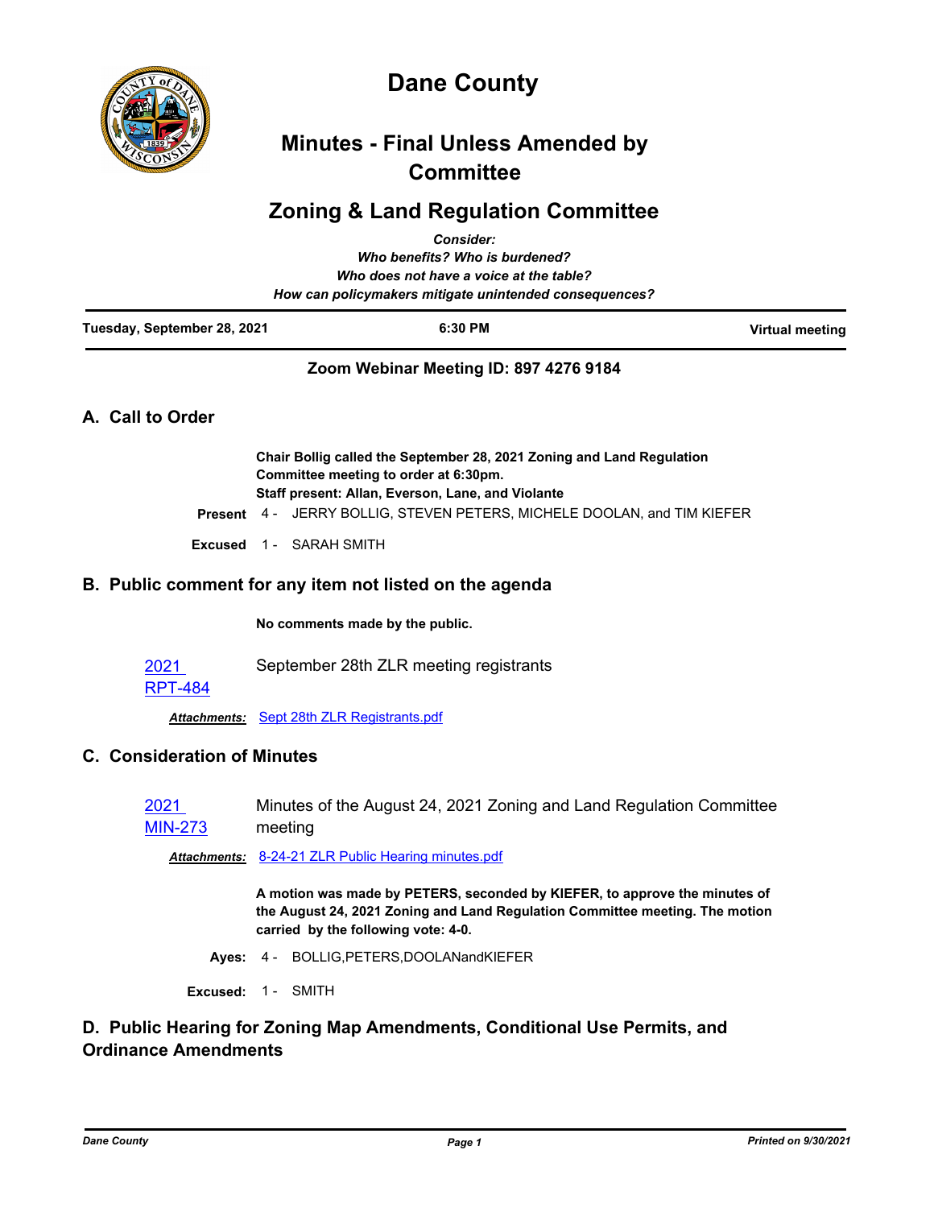# Dane County

## Minutes - Final Unless Amended by Committee

## Zoning & Land Regulation Committee

*Consider:*
*Who benefits? Who is burdened?*
*Who does not have a voice at the table?*
*How can policymakers mitigate unintended consequences?*

| Tuesday, September 28, 2021 | 6:30 PM | Virtual meeting |
|---|---|---|

**Zoom Webinar Meeting ID: 897 4276 9184**

## A. Call to Order

**Chair Bollig called the September 28, 2021 Zoning and Land Regulation Committee meeting to order at 6:30pm.**
**Staff present: Allan, Everson, Lane, and Violante**

**Present** 4 - JERRY BOLLIG, STEVEN PETERS, MICHELE DOOLAN, and TIM KIEFER

**Excused** 1 - SARAH SMITH

## B. Public comment for any item not listed on the agenda

**No comments made by the public.**

2021 RPT-484 September 28th ZLR meeting registrants

***Attachments:*** Sept 28th ZLR Registrants.pdf

## C. Consideration of Minutes

2021 MIN-273 Minutes of the August 24, 2021 Zoning and Land Regulation Committee meeting

***Attachments:*** 8-24-21 ZLR Public Hearing minutes.pdf

**A motion was made by PETERS, seconded by KIEFER, to approve the minutes of the August 24, 2021 Zoning and Land Regulation Committee meeting. The motion carried by the following vote: 4-0.**

**Ayes:** 4 - BOLLIG,PETERS,DOOLANandKIEFER

**Excused:** 1 - SMITH

## D. Public Hearing for Zoning Map Amendments, Conditional Use Permits, and Ordinance Amendments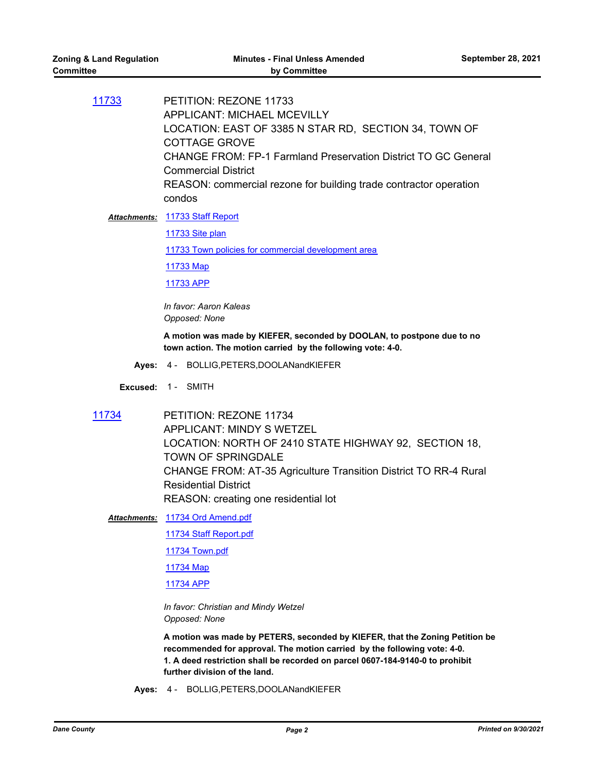[11733](#)

PETITION: REZONE 11733
APPLICANT: MICHAEL MCEVILLY
LOCATION: EAST OF 3385 N STAR RD, SECTION 34, TOWN OF COTTAGE GROVE
CHANGE FROM: FP-1 Farmland Preservation District TO GC General Commercial District
REASON: commercial rezone for building trade contractor operation condos

***Attachments:*** [11733 Staff Report](#)
[11733 Site plan](#)
[11733 Town policies for commercial development area](#)
[11733 Map](#)
[11733 APP](#)

*In favor: Aaron Kaleas*
*Opposed: None*

**A motion was made by KIEFER, seconded by DOOLAN, to postpone due to no town action. The motion carried by the following vote: 4-0.**

**Ayes:** 4 - BOLLIG,PETERS,DOOLANandKIEFER

**Excused:** 1 - SMITH

[11734](#)

PETITION: REZONE 11734
APPLICANT: MINDY S WETZEL
LOCATION: NORTH OF 2410 STATE HIGHWAY 92, SECTION 18, TOWN OF SPRINGDALE
CHANGE FROM: AT-35 Agriculture Transition District TO RR-4 Rural Residential District
REASON: creating one residential lot

***Attachments:*** [11734 Ord Amend.pdf](#)
[11734 Staff Report.pdf](#)
[11734 Town.pdf](#)
[11734 Map](#)
[11734 APP](#)

*In favor: Christian and Mindy Wetzel*
*Opposed: None*

**A motion was made by PETERS, seconded by KIEFER, that the Zoning Petition be recommended for approval. The motion carried by the following vote: 4-0.**
**1. A deed restriction shall be recorded on parcel 0607-184-9140-0 to prohibit further division of the land.**

**Ayes:** 4 - BOLLIG,PETERS,DOOLANandKIEFER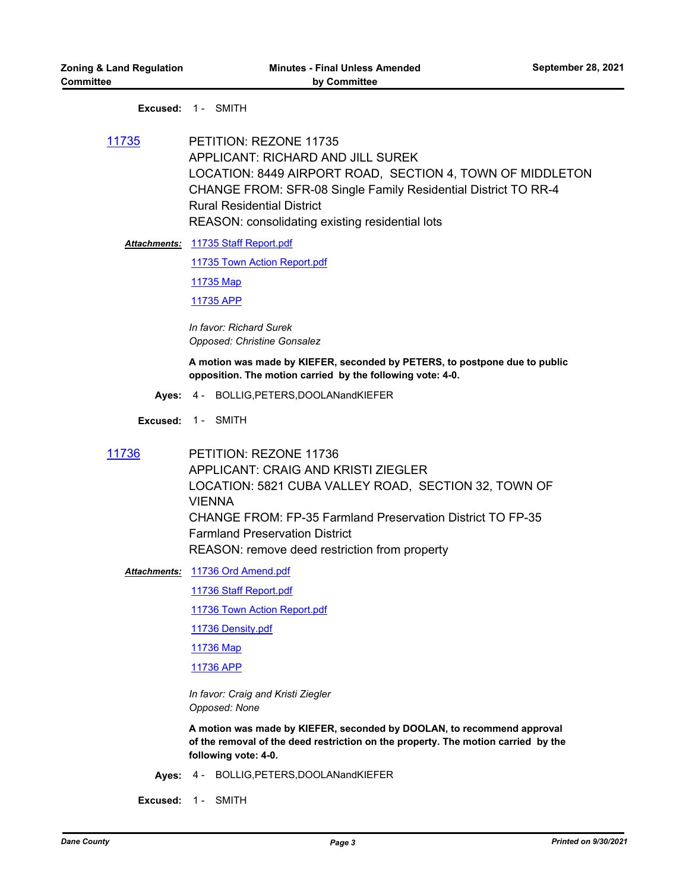**Excused:** 1 - SMITH

11735 PETITION: REZONE 11735
APPLICANT: RICHARD AND JILL SUREK
LOCATION: 8449 AIRPORT ROAD, SECTION 4, TOWN OF MIDDLETON
CHANGE FROM: SFR-08 Single Family Residential District TO RR-4 Rural Residential District
REASON: consolidating existing residential lots

***Attachments:*** 11735 Staff Report.pdf
11735 Town Action Report.pdf
11735 Map
11735 APP

*In favor: Richard Surek*
*Opposed: Christine Gonsalez*

**A motion was made by KIEFER, seconded by PETERS, to postpone due to public opposition. The motion carried by the following vote: 4-0.**

**Ayes:** 4 - BOLLIG,PETERS,DOOLANandKIEFER

**Excused:** 1 - SMITH

11736 PETITION: REZONE 11736
APPLICANT: CRAIG AND KRISTI ZIEGLER
LOCATION: 5821 CUBA VALLEY ROAD, SECTION 32, TOWN OF VIENNA
CHANGE FROM: FP-35 Farmland Preservation District TO FP-35 Farmland Preservation District
REASON: remove deed restriction from property

***Attachments:*** 11736 Ord Amend.pdf
11736 Staff Report.pdf
11736 Town Action Report.pdf
11736 Density.pdf
11736 Map
11736 APP

*In favor: Craig and Kristi Ziegler*
*Opposed: None*

**A motion was made by KIEFER, seconded by DOOLAN, to recommend approval of the removal of the deed restriction on the property. The motion carried by the following vote: 4-0.**

**Ayes:** 4 - BOLLIG,PETERS,DOOLANandKIEFER

**Excused:** 1 - SMITH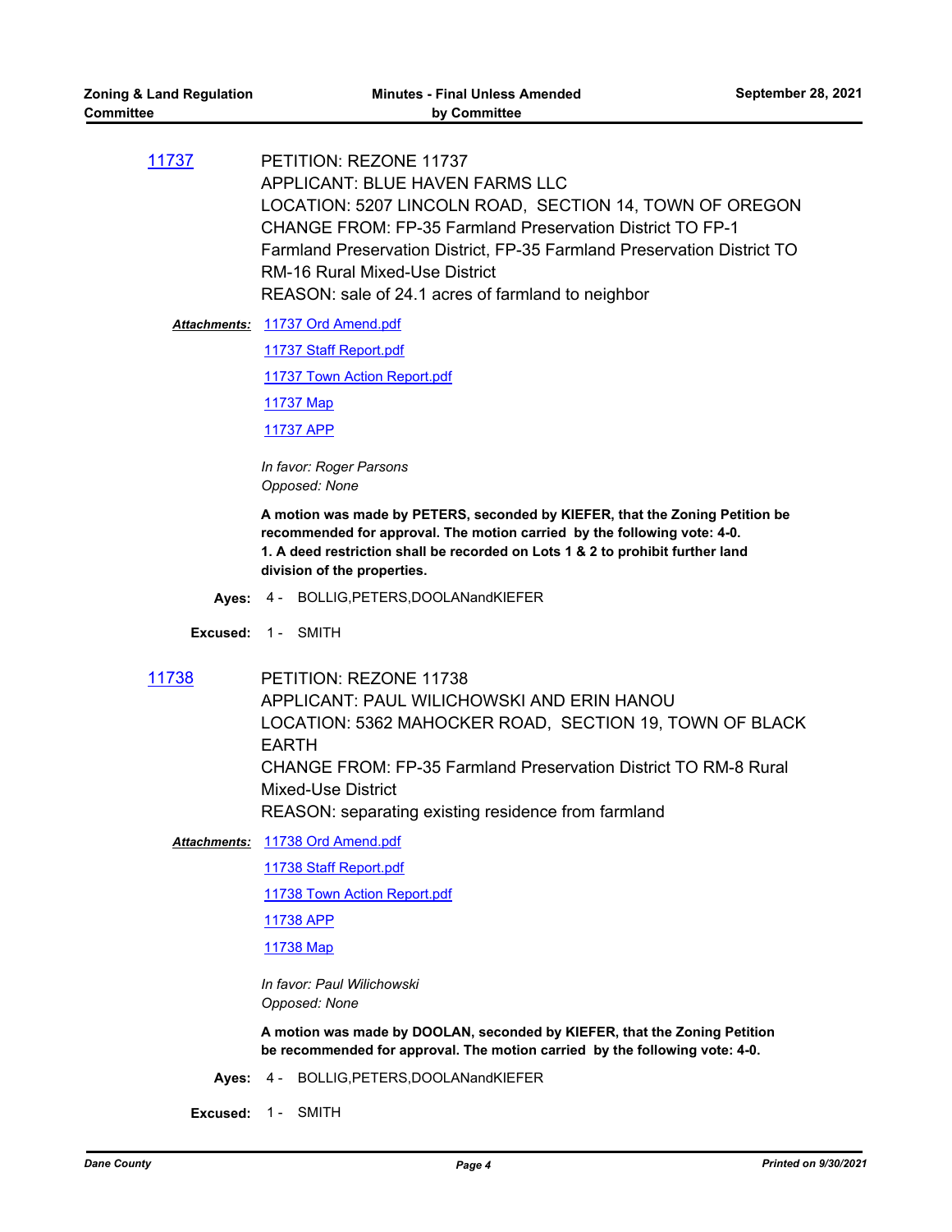**11737** PETITION: REZONE 11737
APPLICANT: BLUE HAVEN FARMS LLC
LOCATION: 5207 LINCOLN ROAD, SECTION 14, TOWN OF OREGON
CHANGE FROM: FP-35 Farmland Preservation District TO FP-1 Farmland Preservation District, FP-35 Farmland Preservation District TO RM-16 Rural Mixed-Use District
REASON: sale of 24.1 acres of farmland to neighbor

***Attachments:*** 11737 Ord Amend.pdf
11737 Staff Report.pdf
11737 Town Action Report.pdf
11737 Map
11737 APP

*In favor: Roger Parsons*
*Opposed: None*

**A motion was made by PETERS, seconded by KIEFER, that the Zoning Petition be recommended for approval. The motion carried by the following vote: 4-0.**
**1. A deed restriction shall be recorded on Lots 1 & 2 to prohibit further land division of the properties.**

**Ayes:** 4 - BOLLIG,PETERS,DOOLANandKIEFER

**Excused:** 1 - SMITH

**11738** PETITION: REZONE 11738
APPLICANT: PAUL WILICHOWSKI AND ERIN HANOU
LOCATION: 5362 MAHOCKER ROAD, SECTION 19, TOWN OF BLACK EARTH
CHANGE FROM: FP-35 Farmland Preservation District TO RM-8 Rural Mixed-Use District
REASON: separating existing residence from farmland

***Attachments:*** 11738 Ord Amend.pdf
11738 Staff Report.pdf
11738 Town Action Report.pdf
11738 APP
11738 Map

*In favor: Paul Wilichowski*
*Opposed: None*

**A motion was made by DOOLAN, seconded by KIEFER, that the Zoning Petition be recommended for approval. The motion carried by the following vote: 4-0.**

**Ayes:** 4 - BOLLIG,PETERS,DOOLANandKIEFER

**Excused:** 1 - SMITH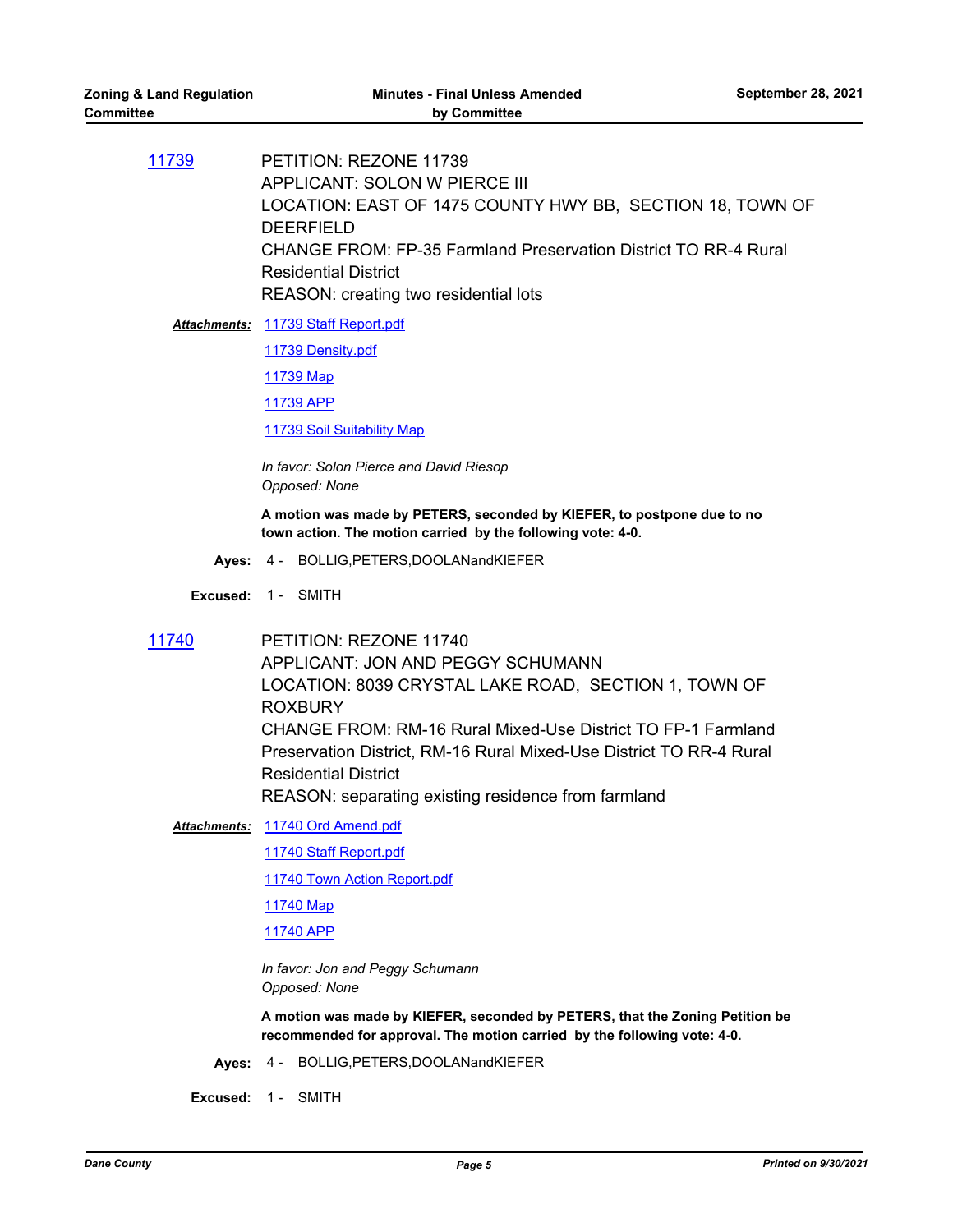[11739](#)

PETITION: REZONE 11739
APPLICANT: SOLON W PIERCE III
LOCATION: EAST OF 1475 COUNTY HWY BB, SECTION 18, TOWN OF DEERFIELD
CHANGE FROM: FP-35 Farmland Preservation District TO RR-4 Rural Residential District
REASON: creating two residential lots

***Attachments:*** [11739 Staff Report.pdf](#)
[11739 Density.pdf](#)
[11739 Map](#)
[11739 APP](#)
[11739 Soil Suitability Map](#)

*In favor: Solon Pierce and David Riesop*
*Opposed: None*

**A motion was made by PETERS, seconded by KIEFER, to postpone due to no town action. The motion carried by the following vote: 4-0.**

**Ayes:** 4 - BOLLIG,PETERS,DOOLANandKIEFER

**Excused:** 1 - SMITH

[11740](#)

PETITION: REZONE 11740
APPLICANT: JON AND PEGGY SCHUMANN
LOCATION: 8039 CRYSTAL LAKE ROAD, SECTION 1, TOWN OF ROXBURY
CHANGE FROM: RM-16 Rural Mixed-Use District TO FP-1 Farmland Preservation District, RM-16 Rural Mixed-Use District TO RR-4 Rural Residential District
REASON: separating existing residence from farmland

***Attachments:*** [11740 Ord Amend.pdf](#)
[11740 Staff Report.pdf](#)
[11740 Town Action Report.pdf](#)
[11740 Map](#)
[11740 APP](#)

*In favor: Jon and Peggy Schumann*
*Opposed: None*

**A motion was made by KIEFER, seconded by PETERS, that the Zoning Petition be recommended for approval. The motion carried by the following vote: 4-0.**

**Ayes:** 4 - BOLLIG,PETERS,DOOLANandKIEFER

**Excused:** 1 - SMITH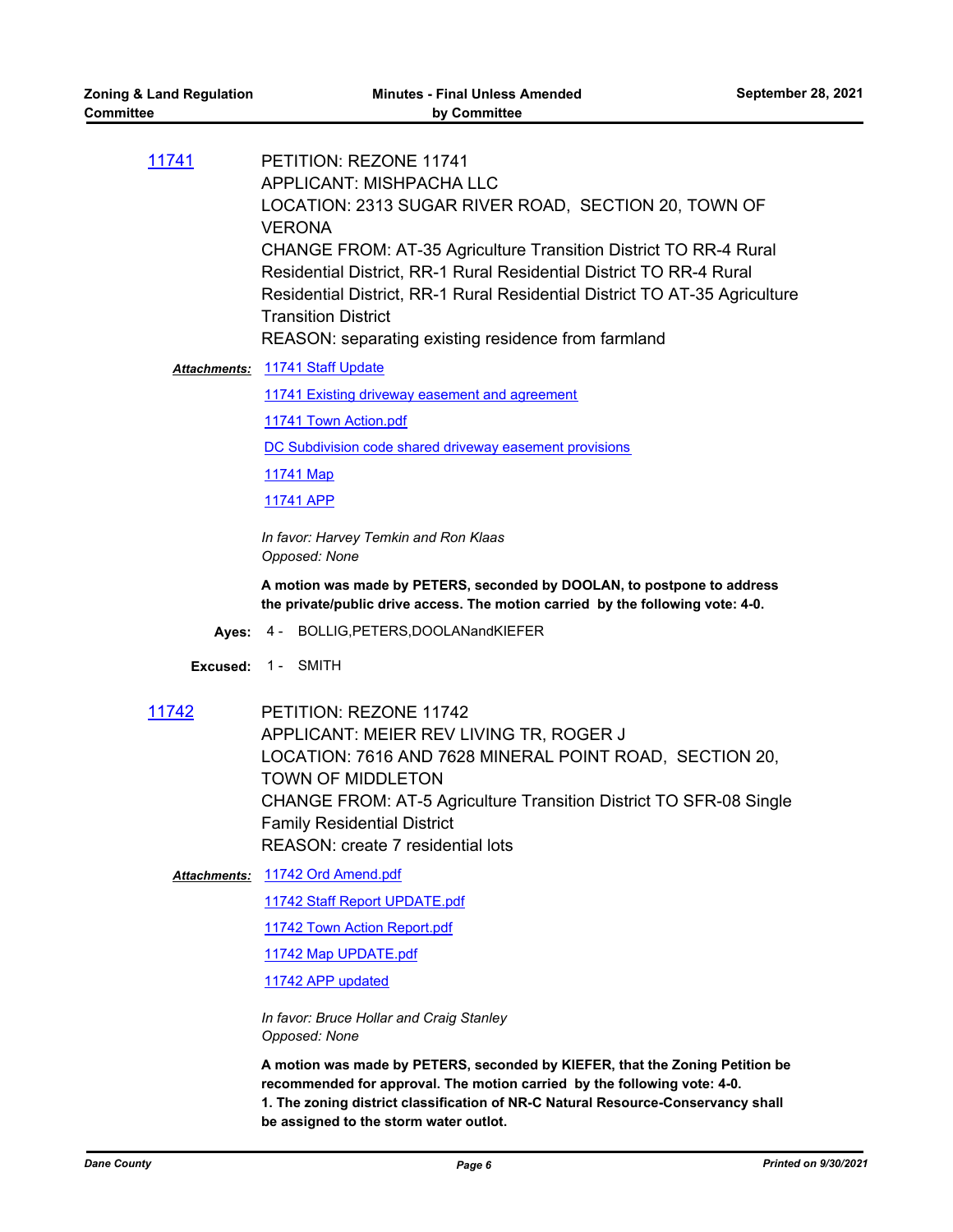11741

PETITION: REZONE 11741
APPLICANT: MISHPACHA LLC
LOCATION: 2313 SUGAR RIVER ROAD, SECTION 20, TOWN OF VERONA
CHANGE FROM: AT-35 Agriculture Transition District TO RR-4 Rural Residential District, RR-1 Rural Residential District TO RR-4 Rural Residential District, RR-1 Rural Residential District TO AT-35 Agriculture Transition District
REASON: separating existing residence from farmland

***Attachments:*** 11741 Staff Update

11741 Existing driveway easement and agreement

11741 Town Action.pdf

DC Subdivision code shared driveway easement provisions

11741 Map

11741 APP

*In favor: Harvey Temkin and Ron Klaas*
*Opposed: None*

**A motion was made by PETERS, seconded by DOOLAN, to postpone to address the private/public drive access. The motion carried by the following vote: 4-0.**

**Ayes:** 4 - BOLLIG,PETERS,DOOLANandKIEFER

**Excused:** 1 - SMITH

11742

PETITION: REZONE 11742
APPLICANT: MEIER REV LIVING TR, ROGER J
LOCATION: 7616 AND 7628 MINERAL POINT ROAD, SECTION 20, TOWN OF MIDDLETON
CHANGE FROM: AT-5 Agriculture Transition District TO SFR-08 Single Family Residential District
REASON: create 7 residential lots

***Attachments:*** 11742 Ord Amend.pdf

11742 Staff Report UPDATE.pdf

11742 Town Action Report.pdf

11742 Map UPDATE.pdf

11742 APP updated

*In favor: Bruce Hollar and Craig Stanley*
*Opposed: None*

**A motion was made by PETERS, seconded by KIEFER, that the Zoning Petition be recommended for approval. The motion carried by the following vote: 4-0.**
**1. The zoning district classification of NR-C Natural Resource-Conservancy shall be assigned to the storm water outlot.**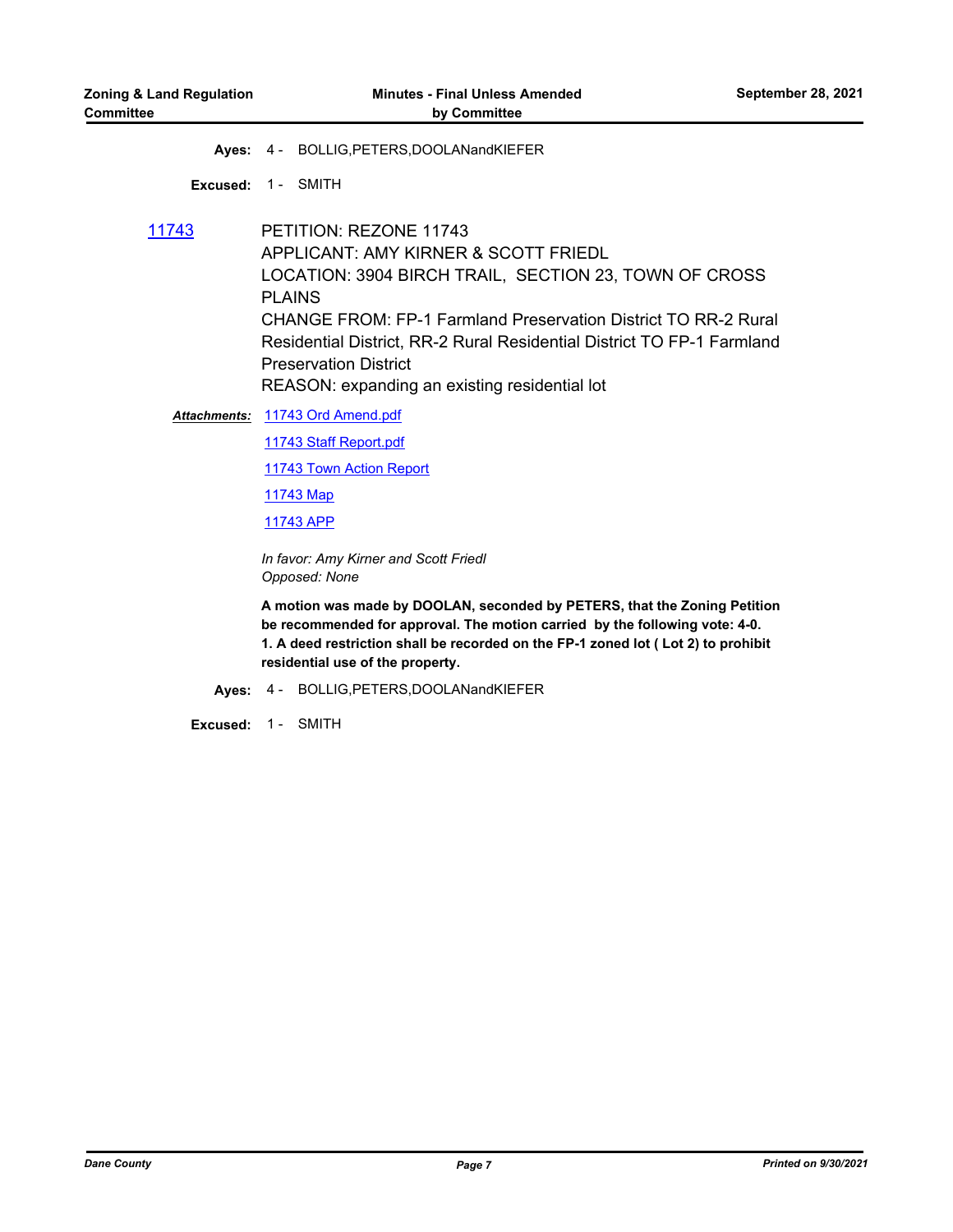**Ayes:** 4 - BOLLIG,PETERS,DOOLANandKIEFER

**Excused:** 1 - SMITH

11743 PETITION: REZONE 11743
APPLICANT: AMY KIRNER & SCOTT FRIEDL
LOCATION: 3904 BIRCH TRAIL, SECTION 23, TOWN OF CROSS PLAINS
CHANGE FROM: FP-1 Farmland Preservation District TO RR-2 Rural Residential District, RR-2 Rural Residential District TO FP-1 Farmland Preservation District
REASON: expanding an existing residential lot

***Attachments:*** 11743 Ord Amend.pdf
11743 Staff Report.pdf
11743 Town Action Report
11743 Map
11743 APP

*In favor: Amy Kirner and Scott Friedl*
*Opposed: None*

**A motion was made by DOOLAN, seconded by PETERS, that the Zoning Petition be recommended for approval. The motion carried by the following vote: 4-0.**
**1. A deed restriction shall be recorded on the FP-1 zoned lot ( Lot 2) to prohibit residential use of the property.**

**Ayes:** 4 - BOLLIG,PETERS,DOOLANandKIEFER

**Excused:** 1 - SMITH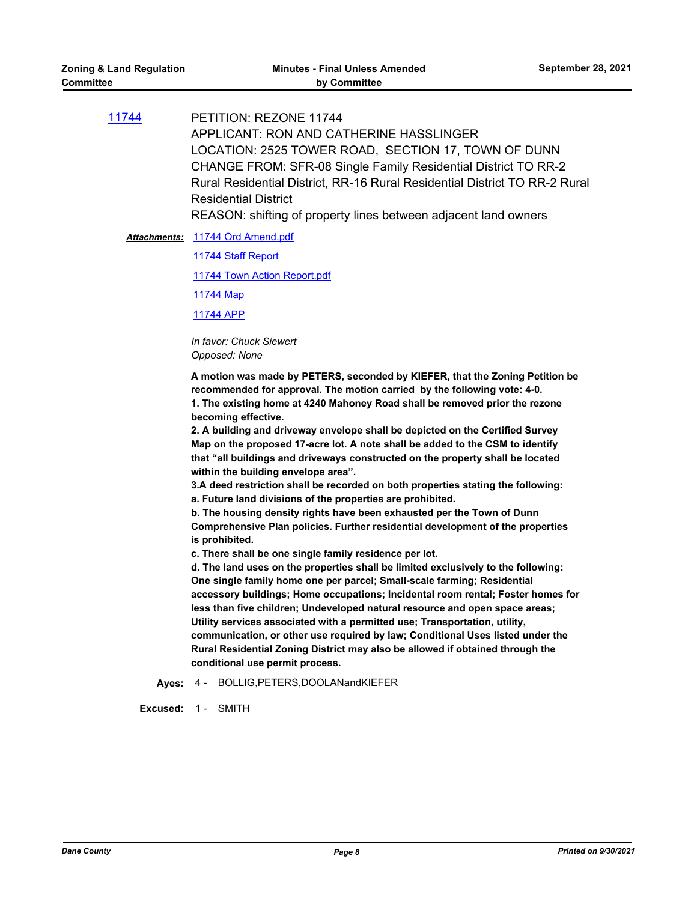[11744](11744) PETITION: REZONE 11744
APPLICANT: RON AND CATHERINE HASSLINGER
LOCATION: 2525 TOWER ROAD, SECTION 17, TOWN OF DUNN
CHANGE FROM: SFR-08 Single Family Residential District TO RR-2 Rural Residential District, RR-16 Rural Residential District TO RR-2 Rural Residential District
REASON: shifting of property lines between adjacent land owners

***Attachments:*** 11744 Ord Amend.pdf
11744 Staff Report
11744 Town Action Report.pdf
11744 Map
11744 APP

*In favor: Chuck Siewert*
*Opposed: None*

**A motion was made by PETERS, seconded by KIEFER, that the Zoning Petition be recommended for approval. The motion carried by the following vote: 4-0.**
**1. The existing home at 4240 Mahoney Road shall be removed prior the rezone becoming effective.**
**2. A building and driveway envelope shall be depicted on the Certified Survey Map on the proposed 17-acre lot. A note shall be added to the CSM to identify that "all buildings and driveways constructed on the property shall be located within the building envelope area".**
**3.A deed restriction shall be recorded on both properties stating the following:**
**a. Future land divisions of the properties are prohibited.**
**b. The housing density rights have been exhausted per the Town of Dunn Comprehensive Plan policies. Further residential development of the properties is prohibited.**
**c. There shall be one single family residence per lot.**
**d. The land uses on the properties shall be limited exclusively to the following: One single family home one per parcel; Small-scale farming; Residential accessory buildings; Home occupations; Incidental room rental; Foster homes for less than five children; Undeveloped natural resource and open space areas; Utility services associated with a permitted use; Transportation, utility, communication, or other use required by law; Conditional Uses listed under the Rural Residential Zoning District may also be allowed if obtained through the conditional use permit process.**

**Ayes:** 4 - BOLLIG,PETERS,DOOLANandKIEFER

**Excused:** 1 - SMITH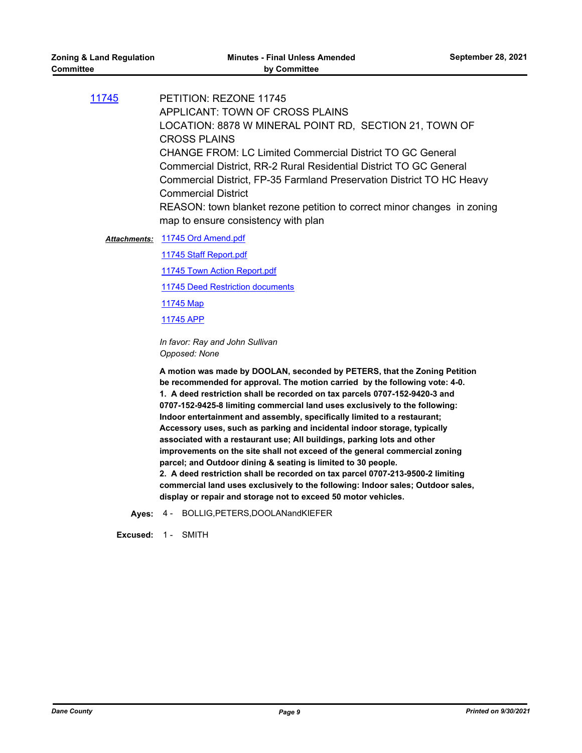[11745](11745) PETITION: REZONE 11745
APPLICANT: TOWN OF CROSS PLAINS
LOCATION: 8878 W MINERAL POINT RD, SECTION 21, TOWN OF CROSS PLAINS
CHANGE FROM: LC Limited Commercial District TO GC General Commercial District, RR-2 Rural Residential District TO GC General Commercial District, FP-35 Farmland Preservation District TO HC Heavy Commercial District
REASON: town blanket rezone petition to correct minor changes in zoning map to ensure consistency with plan

***Attachments:*** 11745 Ord Amend.pdf
11745 Staff Report.pdf
11745 Town Action Report.pdf
11745 Deed Restriction documents
11745 Map
11745 APP

*In favor: Ray and John Sullivan*
*Opposed: None*

**A motion was made by DOOLAN, seconded by PETERS, that the Zoning Petition be recommended for approval. The motion carried by the following vote: 4-0.**
**1. A deed restriction shall be recorded on tax parcels 0707-152-9420-3 and 0707-152-9425-8 limiting commercial land uses exclusively to the following: Indoor entertainment and assembly, specifically limited to a restaurant; Accessory uses, such as parking and incidental indoor storage, typically associated with a restaurant use; All buildings, parking lots and other improvements on the site shall not exceed of the general commercial zoning parcel; and Outdoor dining & seating is limited to 30 people.**
**2. A deed restriction shall be recorded on tax parcel 0707-213-9500-2 limiting commercial land uses exclusively to the following: Indoor sales; Outdoor sales, display or repair and storage not to exceed 50 motor vehicles.**

**Ayes:** 4 - BOLLIG,PETERS,DOOLANandKIEFER

**Excused:** 1 - SMITH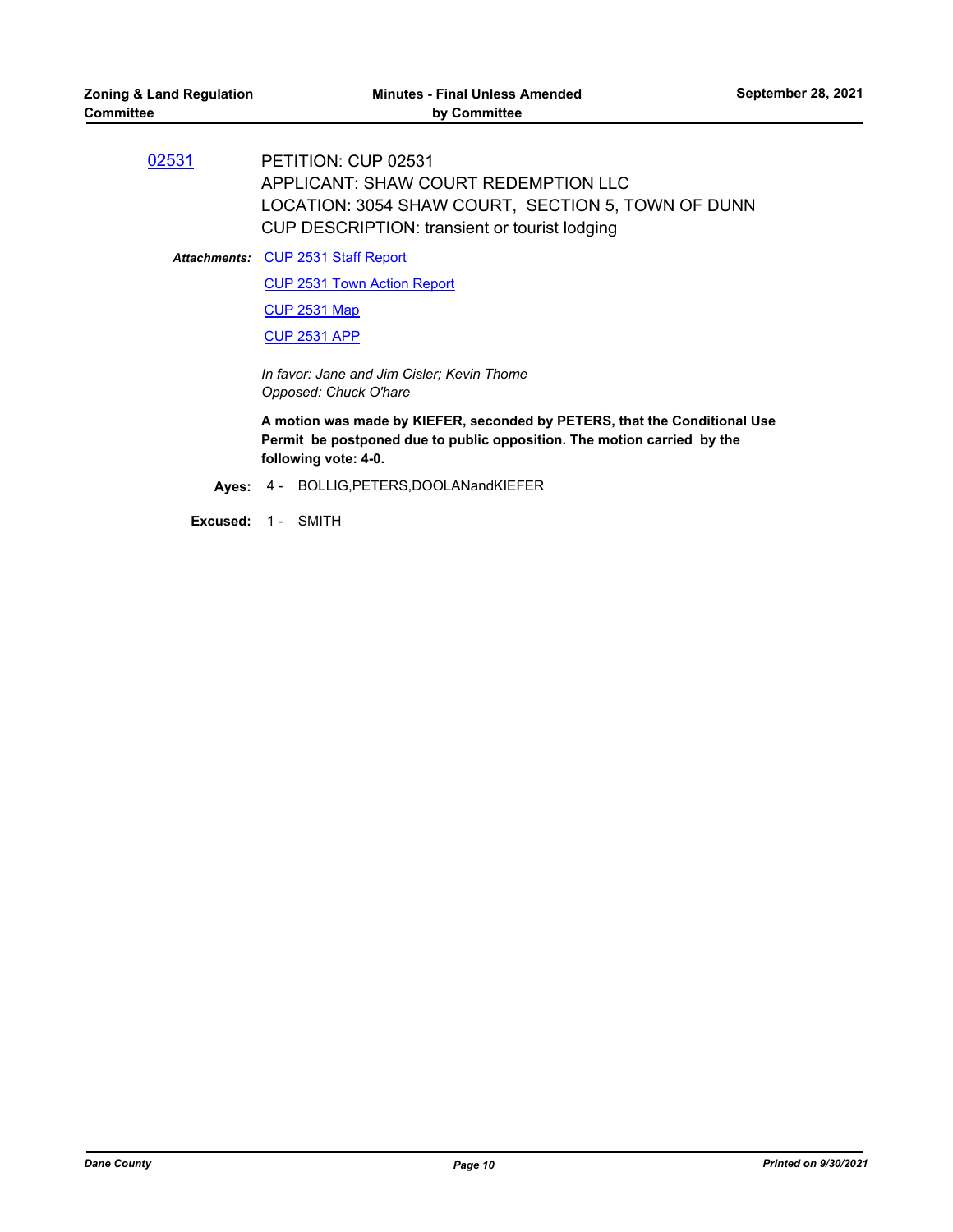02531 PETITION: CUP 02531
APPLICANT: SHAW COURT REDEMPTION LLC
LOCATION: 3054 SHAW COURT, SECTION 5, TOWN OF DUNN
CUP DESCRIPTION: transient or tourist lodging

***Attachments:*** CUP 2531 Staff Report

CUP 2531 Town Action Report

CUP 2531 Map

CUP 2531 APP

*In favor: Jane and Jim Cisler; Kevin Thome*
*Opposed: Chuck O'hare*

**A motion was made by KIEFER, seconded by PETERS, that the Conditional Use Permit be postponed due to public opposition. The motion carried by the following vote: 4-0.**

**Ayes:** 4 - BOLLIG,PETERS,DOOLANandKIEFER

**Excused:** 1 - SMITH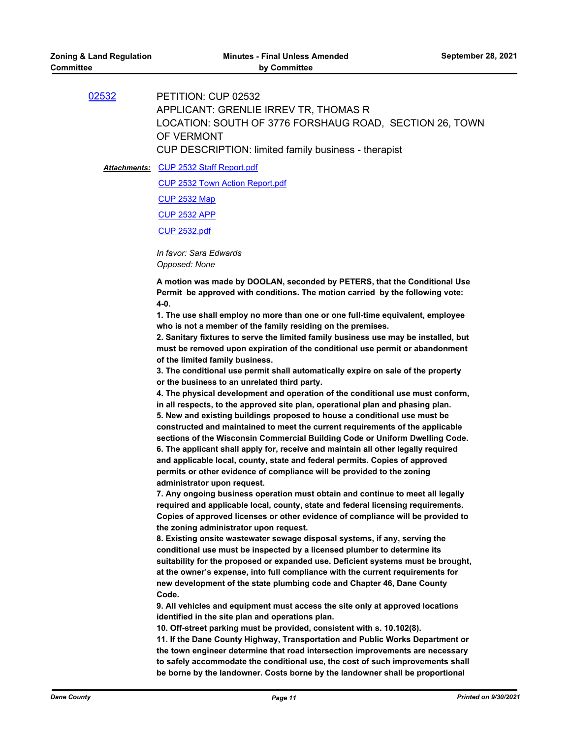[02532](#)

PETITION: CUP 02532
APPLICANT: GRENLIE IRREV TR, THOMAS R
LOCATION: SOUTH OF 3776 FORSHAUG ROAD, SECTION 26, TOWN OF VERMONT
CUP DESCRIPTION: limited family business - therapist

***Attachments:*** [CUP 2532 Staff Report.pdf](#)

[CUP 2532 Town Action Report.pdf](#)

[CUP 2532 Map](#)

[CUP 2532 APP](#)

[CUP 2532.pdf](#)

*In favor: Sara Edwards*
*Opposed: None*

**A motion was made by DOOLAN, seconded by PETERS, that the Conditional Use Permit be approved with conditions. The motion carried by the following vote: 4-0.**

**1. The use shall employ no more than one or one full-time equivalent, employee who is not a member of the family residing on the premises.**

**2. Sanitary fixtures to serve the limited family business use may be installed, but must be removed upon expiration of the conditional use permit or abandonment of the limited family business.**

**3. The conditional use permit shall automatically expire on sale of the property or the business to an unrelated third party.**

**4. The physical development and operation of the conditional use must conform, in all respects, to the approved site plan, operational plan and phasing plan.**

**5. New and existing buildings proposed to house a conditional use must be constructed and maintained to meet the current requirements of the applicable sections of the Wisconsin Commercial Building Code or Uniform Dwelling Code.**

**6. The applicant shall apply for, receive and maintain all other legally required and applicable local, county, state and federal permits. Copies of approved permits or other evidence of compliance will be provided to the zoning administrator upon request.**

**7. Any ongoing business operation must obtain and continue to meet all legally required and applicable local, county, state and federal licensing requirements. Copies of approved licenses or other evidence of compliance will be provided to the zoning administrator upon request.**

**8. Existing onsite wastewater sewage disposal systems, if any, serving the conditional use must be inspected by a licensed plumber to determine its suitability for the proposed or expanded use. Deficient systems must be brought, at the owner's expense, into full compliance with the current requirements for new development of the state plumbing code and Chapter 46, Dane County Code.**

**9. All vehicles and equipment must access the site only at approved locations identified in the site plan and operations plan.**

**10. Off-street parking must be provided, consistent with s. 10.102(8).**

**11. If the Dane County Highway, Transportation and Public Works Department or the town engineer determine that road intersection improvements are necessary to safely accommodate the conditional use, the cost of such improvements shall be borne by the landowner. Costs borne by the landowner shall be proportional**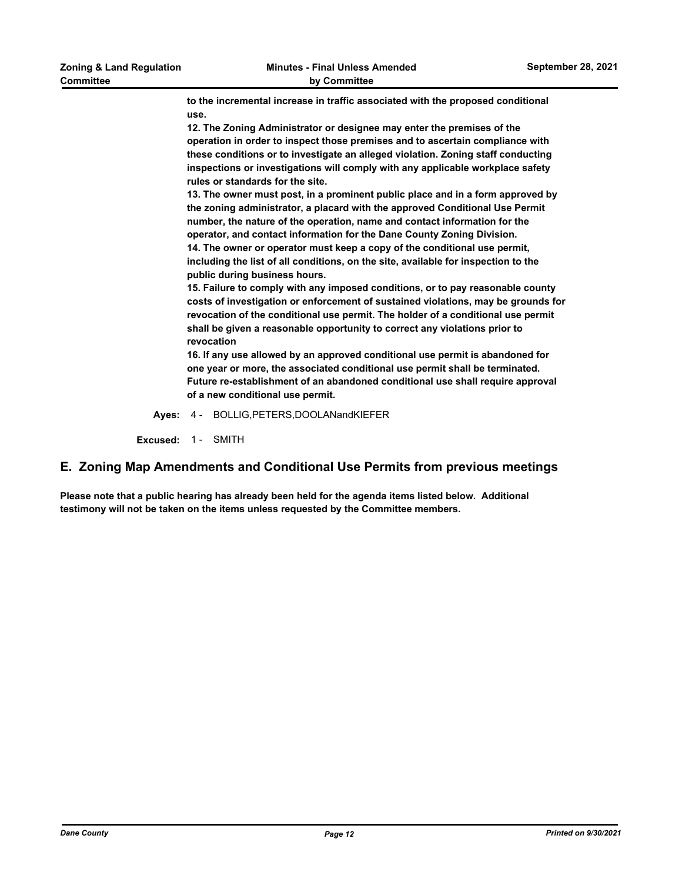**to the incremental increase in traffic associated with the proposed conditional use.**

**12. The Zoning Administrator or designee may enter the premises of the operation in order to inspect those premises and to ascertain compliance with these conditions or to investigate an alleged violation. Zoning staff conducting inspections or investigations will comply with any applicable workplace safety rules or standards for the site.**

**13. The owner must post, in a prominent public place and in a form approved by the zoning administrator, a placard with the approved Conditional Use Permit number, the nature of the operation, name and contact information for the operator, and contact information for the Dane County Zoning Division.**

**14. The owner or operator must keep a copy of the conditional use permit, including the list of all conditions, on the site, available for inspection to the public during business hours.**

**15. Failure to comply with any imposed conditions, or to pay reasonable county costs of investigation or enforcement of sustained violations, may be grounds for revocation of the conditional use permit. The holder of a conditional use permit shall be given a reasonable opportunity to correct any violations prior to revocation**

**16. If any use allowed by an approved conditional use permit is abandoned for one year or more, the associated conditional use permit shall be terminated. Future re-establishment of an abandoned conditional use shall require approval of a new conditional use permit.**

**Ayes:** 4 - BOLLIG,PETERS,DOOLANandKIEFER

**Excused:** 1 - SMITH

## E. Zoning Map Amendments and Conditional Use Permits from previous meetings

**Please note that a public hearing has already been held for the agenda items listed below. Additional testimony will not be taken on the items unless requested by the Committee members.**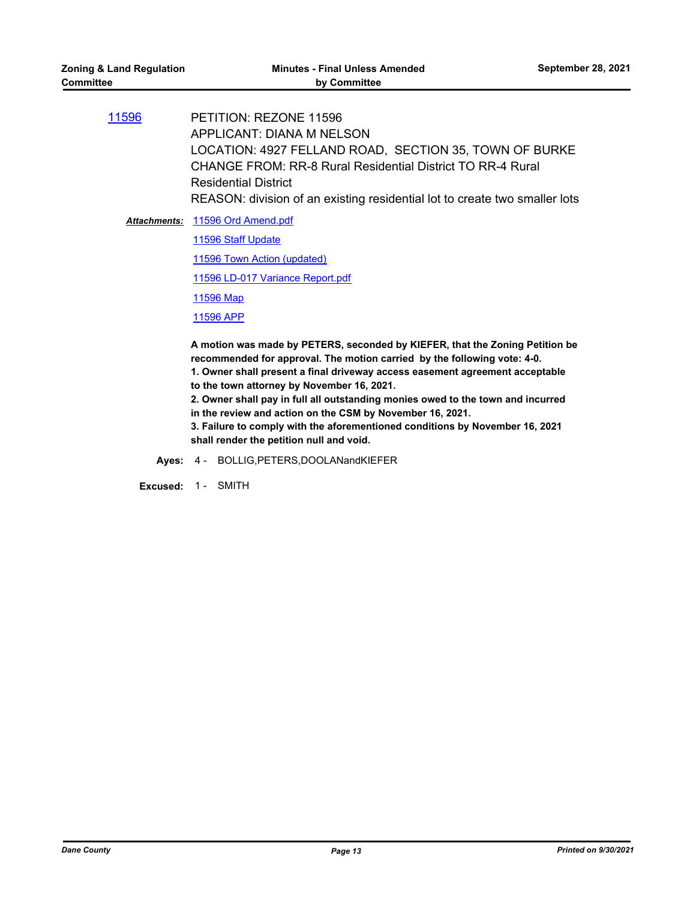11596

PETITION: REZONE 11596
APPLICANT: DIANA M NELSON
LOCATION: 4927 FELLAND ROAD, SECTION 35, TOWN OF BURKE
CHANGE FROM: RR-8 Rural Residential District TO RR-4 Rural Residential District
REASON: division of an existing residential lot to create two smaller lots

***Attachments:*** 11596 Ord Amend.pdf
11596 Staff Update
11596 Town Action (updated)
11596 LD-017 Variance Report.pdf
11596 Map
11596 APP

**A motion was made by PETERS, seconded by KIEFER, that the Zoning Petition be recommended for approval. The motion carried by the following vote: 4-0.**
**1. Owner shall present a final driveway access easement agreement acceptable to the town attorney by November 16, 2021.**
**2. Owner shall pay in full all outstanding monies owed to the town and incurred in the review and action on the CSM by November 16, 2021.**
**3. Failure to comply with the aforementioned conditions by November 16, 2021 shall render the petition null and void.**

**Ayes:** 4 - BOLLIG,PETERS,DOOLANandKIEFER

**Excused:** 1 - SMITH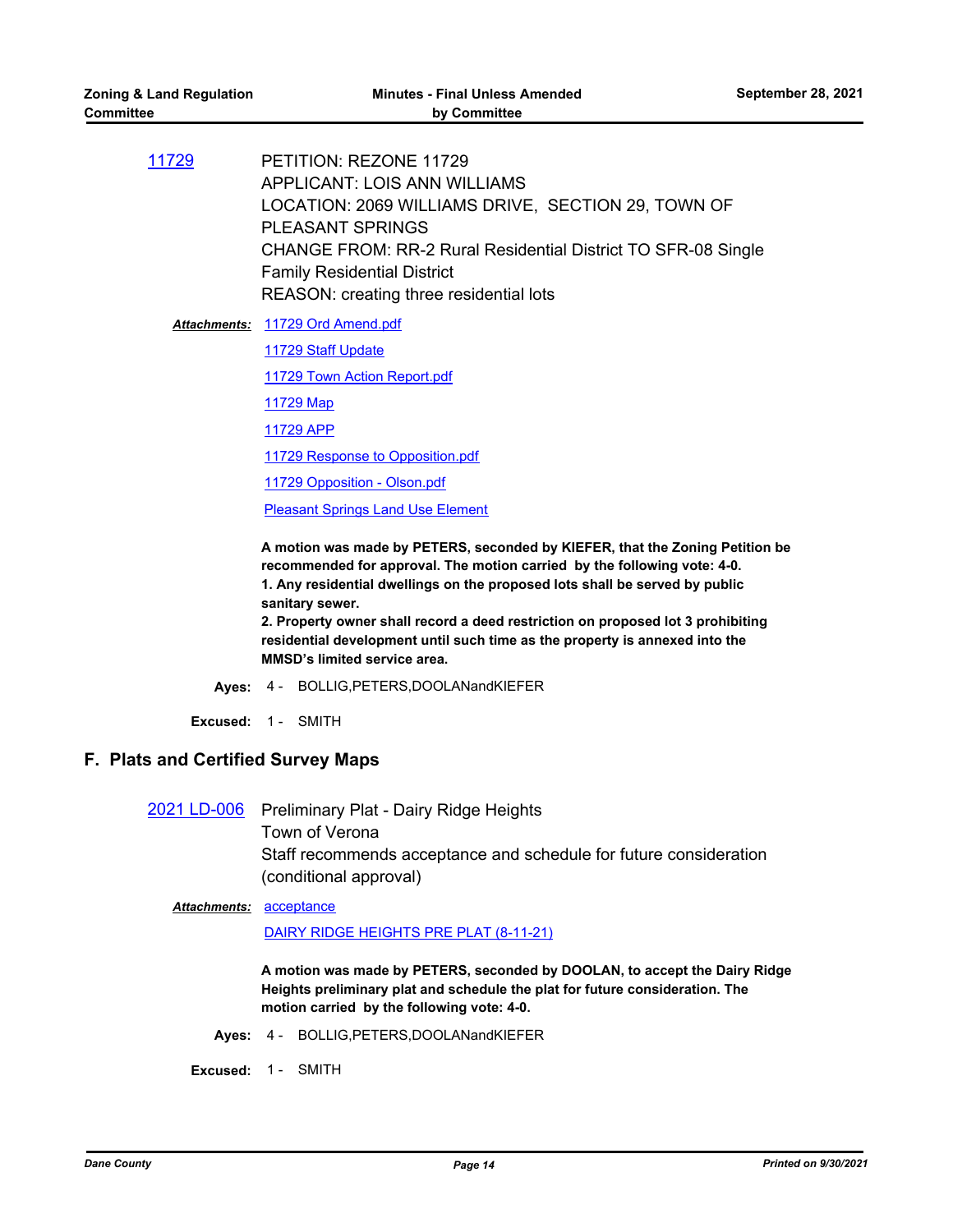11729 PETITION: REZONE 11729
APPLICANT: LOIS ANN WILLIAMS
LOCATION: 2069 WILLIAMS DRIVE, SECTION 29, TOWN OF PLEASANT SPRINGS
CHANGE FROM: RR-2 Rural Residential District TO SFR-08 Single Family Residential District
REASON: creating three residential lots

***Attachments:*** 11729 Ord Amend.pdf
11729 Staff Update
11729 Town Action Report.pdf
11729 Map
11729 APP
11729 Response to Opposition.pdf
11729 Opposition - Olson.pdf
Pleasant Springs Land Use Element

**A motion was made by PETERS, seconded by KIEFER, that the Zoning Petition be recommended for approval. The motion carried by the following vote: 4-0.**
**1. Any residential dwellings on the proposed lots shall be served by public sanitary sewer.**
**2. Property owner shall record a deed restriction on proposed lot 3 prohibiting residential development until such time as the property is annexed into the MMSD's limited service area.**

**Ayes:** 4 - BOLLIG,PETERS,DOOLANandKIEFER

**Excused:** 1 - SMITH

## F. Plats and Certified Survey Maps

2021 LD-006 Preliminary Plat - Dairy Ridge Heights
Town of Verona
Staff recommends acceptance and schedule for future consideration (conditional approval)

***Attachments:*** acceptance
DAIRY RIDGE HEIGHTS PRE PLAT (8-11-21)

**A motion was made by PETERS, seconded by DOOLAN, to accept the Dairy Ridge Heights preliminary plat and schedule the plat for future consideration. The motion carried by the following vote: 4-0.**

**Ayes:** 4 - BOLLIG,PETERS,DOOLANandKIEFER

**Excused:** 1 - SMITH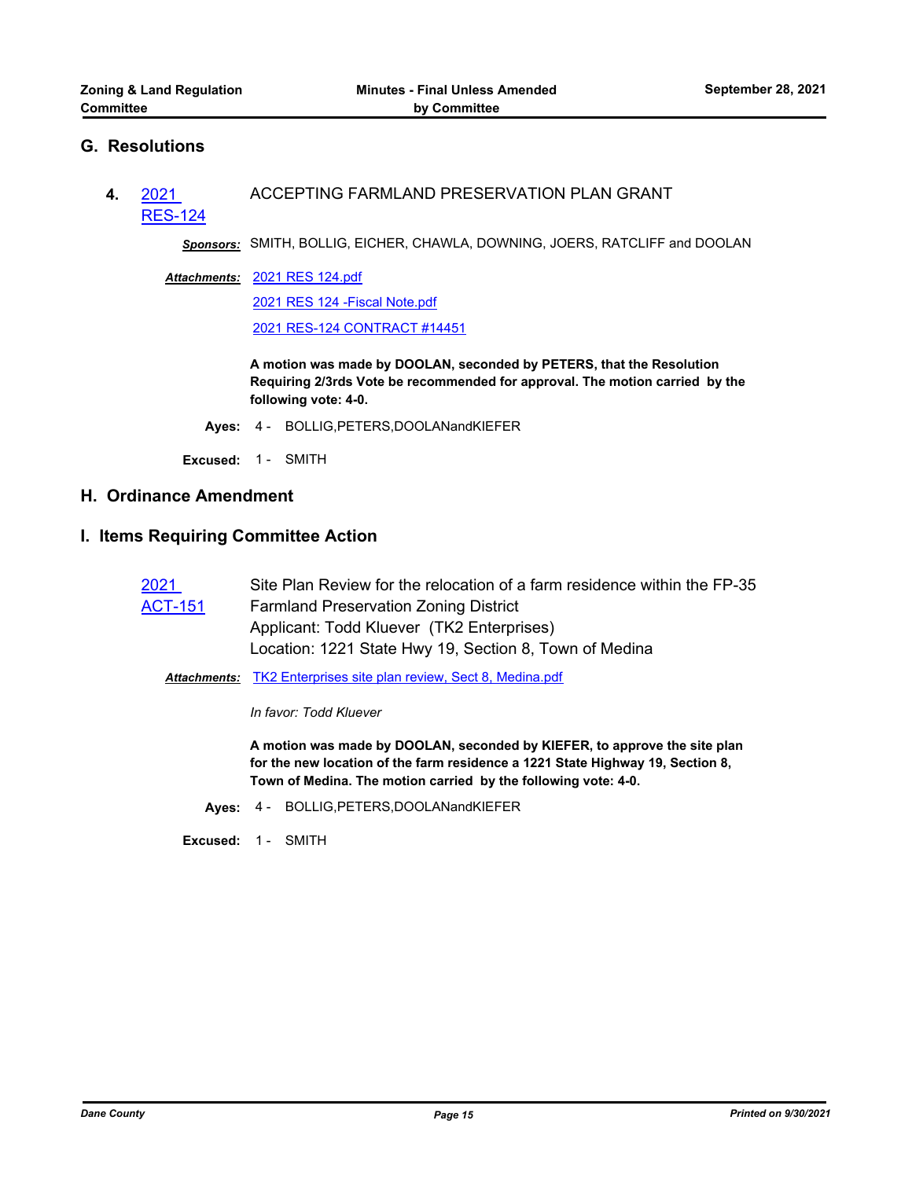## G. Resolutions

**4.** 2021 RES-124 — ACCEPTING FARMLAND PRESERVATION PLAN GRANT

***Sponsors:*** SMITH, BOLLIG, EICHER, CHAWLA, DOWNING, JOERS, RATCLIFF and DOOLAN

***Attachments:*** 2021 RES 124.pdf
2021 RES 124 -Fiscal Note.pdf
2021 RES-124 CONTRACT #14451

**A motion was made by DOOLAN, seconded by PETERS, that the Resolution Requiring 2/3rds Vote be recommended for approval. The motion carried by the following vote: 4-0.**

**Ayes:** 4 - BOLLIG,PETERS,DOOLANandKIEFER

**Excused:** 1 - SMITH

## H. Ordinance Amendment

## I. Items Requiring Committee Action

2021 ACT-151 — Site Plan Review for the relocation of a farm residence within the FP-35 Farmland Preservation Zoning District
Applicant: Todd Kluever (TK2 Enterprises)
Location: 1221 State Hwy 19, Section 8, Town of Medina

***Attachments:*** TK2 Enterprises site plan review, Sect 8, Medina.pdf

*In favor: Todd Kluever*

**A motion was made by DOOLAN, seconded by KIEFER, to approve the site plan for the new location of the farm residence a 1221 State Highway 19, Section 8, Town of Medina. The motion carried by the following vote: 4-0.**

**Ayes:** 4 - BOLLIG,PETERS,DOOLANandKIEFER

**Excused:** 1 - SMITH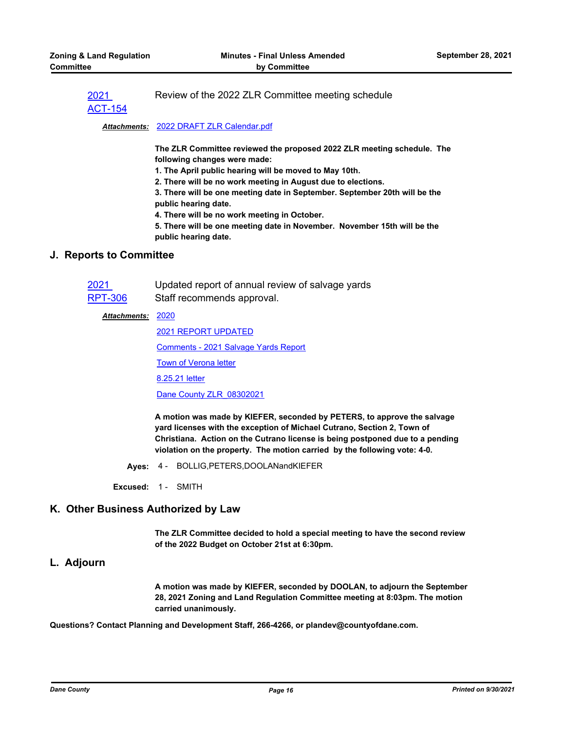2021 ACT-154 Review of the 2022 ZLR Committee meeting schedule

***Attachments:*** 2022 DRAFT ZLR Calendar.pdf

**The ZLR Committee reviewed the proposed 2022 ZLR meeting schedule. The following changes were made:**
**1. The April public hearing will be moved to May 10th.**
**2. There will be no work meeting in August due to elections.**
**3. There will be one meeting date in September. September 20th will be the public hearing date.**
**4. There will be no work meeting in October.**
**5. There will be one meeting date in November. November 15th will be the public hearing date.**

## J. Reports to Committee

2021 RPT-306 Updated report of annual review of salvage yards
Staff recommends approval.

***Attachments:*** 2020
2021 REPORT UPDATED
Comments - 2021 Salvage Yards Report
Town of Verona letter
8.25.21 letter
Dane County ZLR_08302021

**A motion was made by KIEFER, seconded by PETERS, to approve the salvage yard licenses with the exception of Michael Cutrano, Section 2, Town of Christiana. Action on the Cutrano license is being postponed due to a pending violation on the property. The motion carried by the following vote: 4-0.**

**Ayes:** 4 - BOLLIG,PETERS,DOOLANandKIEFER

**Excused:** 1 - SMITH

## K. Other Business Authorized by Law

**The ZLR Committee decided to hold a special meeting to have the second review of the 2022 Budget on October 21st at 6:30pm.**

## L. Adjourn

**A motion was made by KIEFER, seconded by DOOLAN, to adjourn the September 28, 2021 Zoning and Land Regulation Committee meeting at 8:03pm. The motion carried unanimously.**

**Questions? Contact Planning and Development Staff, 266-4266, or plandev@countyofdane.com.**